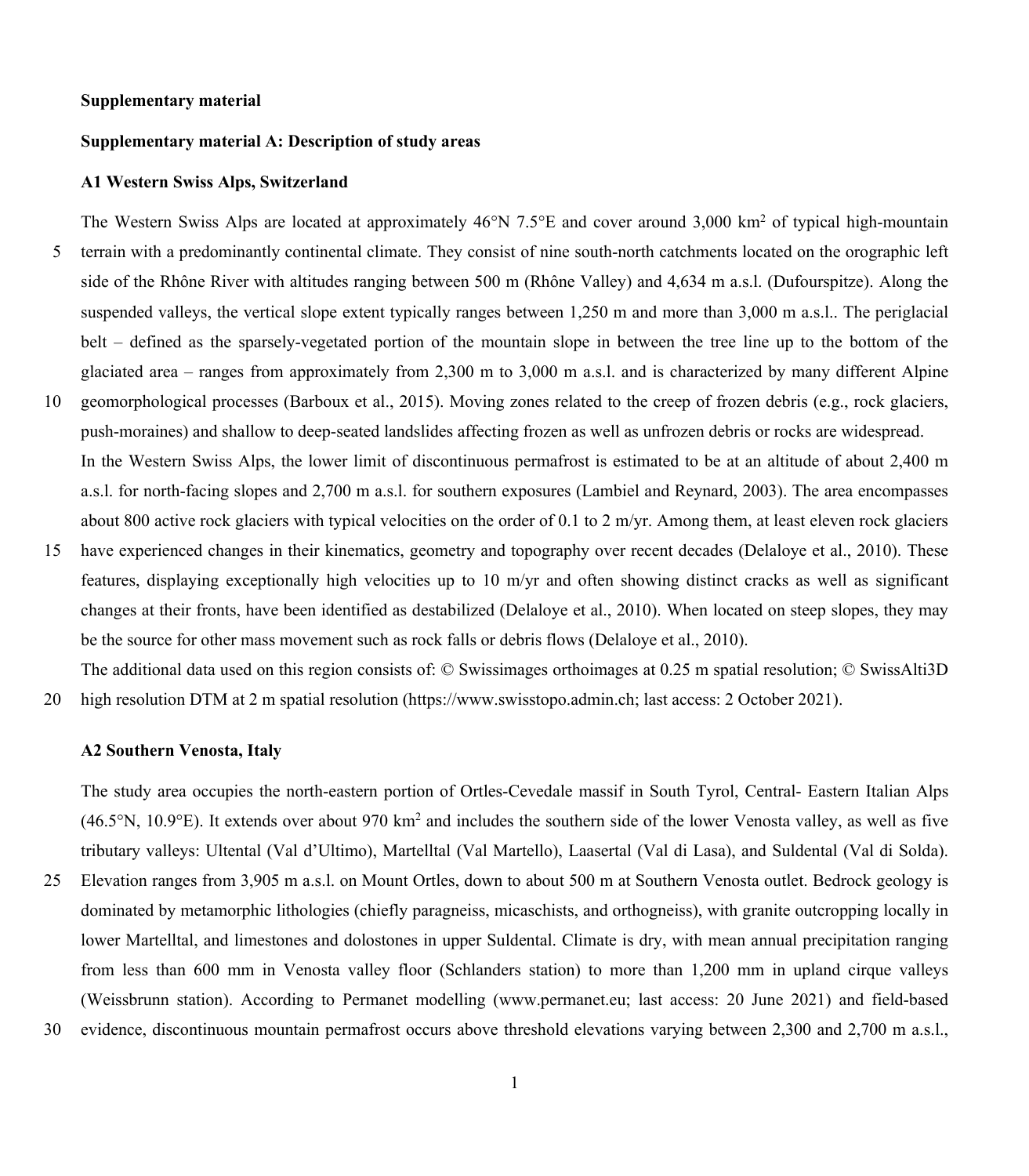**Supplementary material**

**Supplementary material A: Description of study areas**

**A1 Western Swiss Alps, Switzerland**

The Western Swiss Alps are located at approximately 46°N 7.5°E and cover around 3,000 km$^2$ of typical high-mountain terrain with a predominantly continental climate. They consist of nine south-north catchments located on the orographic left side of the Rhône River with altitudes ranging between 500 m (Rhône Valley) and 4,634 m a.s.l. (Dufourspitze). Along the suspended valleys, the vertical slope extent typically ranges between 1,250 m and more than 3,000 m a.s.l.. The periglacial belt – defined as the sparsely-vegetated portion of the mountain slope in between the tree line up to the bottom of the glaciated area – ranges from approximately from 2,300 m to 3,000 m a.s.l. and is characterized by many different Alpine geomorphological processes (Barboux et al., 2015). Moving zones related to the creep of frozen debris (e.g., rock glaciers, push-moraines) and shallow to deep-seated landslides affecting frozen as well as unfrozen debris or rocks are widespread.

In the Western Swiss Alps, the lower limit of discontinuous permafrost is estimated to be at an altitude of about 2,400 m a.s.l. for north-facing slopes and 2,700 m a.s.l. for southern exposures (Lambiel and Reynard, 2003). The area encompasses about 800 active rock glaciers with typical velocities on the order of 0.1 to 2 m/yr. Among them, at least eleven rock glaciers have experienced changes in their kinematics, geometry and topography over recent decades (Delaloye et al., 2010). These features, displaying exceptionally high velocities up to 10 m/yr and often showing distinct cracks as well as significant changes at their fronts, have been identified as destabilized (Delaloye et al., 2010). When located on steep slopes, they may be the source for other mass movement such as rock falls or debris flows (Delaloye et al., 2010).

The additional data used on this region consists of: © Swissimages orthoimages at 0.25 m spatial resolution; © SwissAlti3D high resolution DTM at 2 m spatial resolution (https://www.swisstopo.admin.ch; last access: 2 October 2021).

**A2 Southern Venosta, Italy**

The study area occupies the north-eastern portion of Ortles-Cevedale massif in South Tyrol, Central- Eastern Italian Alps (46.5°N, 10.9°E). It extends over about 970 km$^2$ and includes the southern side of the lower Venosta valley, as well as five tributary valleys: Ultental (Val d'Ultimo), Martelltal (Val Martello), Laasertal (Val di Lasa), and Suldental (Val di Solda). Elevation ranges from 3,905 m a.s.l. on Mount Ortles, down to about 500 m at Southern Venosta outlet. Bedrock geology is dominated by metamorphic lithologies (chiefly paragneiss, micaschists, and orthogneiss), with granite outcropping locally in lower Martelltal, and limestones and dolostones in upper Suldental. Climate is dry, with mean annual precipitation ranging from less than 600 mm in Venosta valley floor (Schlanders station) to more than 1,200 mm in upland cirque valleys (Weissbrunn station). According to Permanet modelling (www.permanet.eu; last access: 20 June 2021) and field-based evidence, discontinuous mountain permafrost occurs above threshold elevations varying between 2,300 and 2,700 m a.s.l.,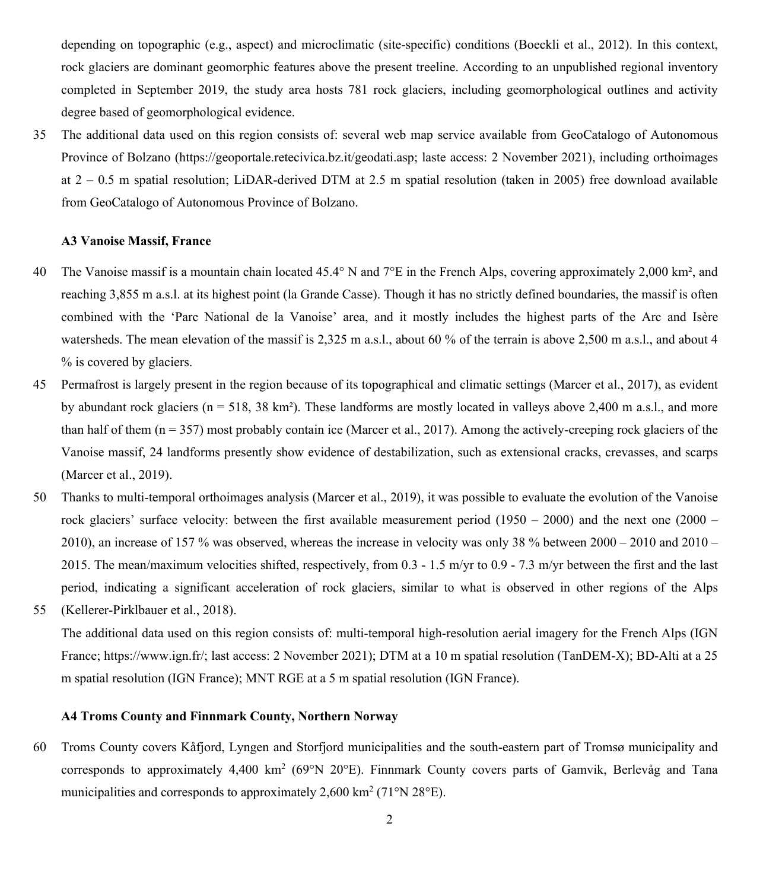depending on topographic (e.g., aspect) and microclimatic (site-specific) conditions (Boeckli et al., 2012). In this context, rock glaciers are dominant geomorphic features above the present treeline. According to an unpublished regional inventory completed in September 2019, the study area hosts 781 rock glaciers, including geomorphological outlines and activity degree based of geomorphological evidence.

The additional data used on this region consists of: several web map service available from GeoCatalogo of Autonomous Province of Bolzano (https://geoportale.retecivica.bz.it/geodati.asp; laste access: 2 November 2021), including orthoimages at 2 – 0.5 m spatial resolution; LiDAR-derived DTM at 2.5 m spatial resolution (taken in 2005) free download available from GeoCatalogo of Autonomous Province of Bolzano.

### A3 Vanoise Massif, France

The Vanoise massif is a mountain chain located 45.4° N and 7°E in the French Alps, covering approximately 2,000 km², and reaching 3,855 m a.s.l. at its highest point (la Grande Casse). Though it has no strictly defined boundaries, the massif is often combined with the 'Parc National de la Vanoise' area, and it mostly includes the highest parts of the Arc and Isère watersheds. The mean elevation of the massif is 2,325 m a.s.l., about 60 % of the terrain is above 2,500 m a.s.l., and about 4 % is covered by glaciers.

Permafrost is largely present in the region because of its topographical and climatic settings (Marcer et al., 2017), as evident by abundant rock glaciers (n = 518, 38 km²). These landforms are mostly located in valleys above 2,400 m a.s.l., and more than half of them (n = 357) most probably contain ice (Marcer et al., 2017). Among the actively-creeping rock glaciers of the Vanoise massif, 24 landforms presently show evidence of destabilization, such as extensional cracks, crevasses, and scarps (Marcer et al., 2019).

Thanks to multi-temporal orthoimages analysis (Marcer et al., 2019), it was possible to evaluate the evolution of the Vanoise rock glaciers' surface velocity: between the first available measurement period (1950 – 2000) and the next one (2000 – 2010), an increase of 157 % was observed, whereas the increase in velocity was only 38 % between 2000 – 2010 and 2010 – 2015. The mean/maximum velocities shifted, respectively, from 0.3 - 1.5 m/yr to 0.9 - 7.3 m/yr between the first and the last period, indicating a significant acceleration of rock glaciers, similar to what is observed in other regions of the Alps (Kellerer-Pirklbauer et al., 2018).

The additional data used on this region consists of: multi-temporal high-resolution aerial imagery for the French Alps (IGN France; https://www.ign.fr/; last access: 2 November 2021); DTM at a 10 m spatial resolution (TanDEM-X); BD-Alti at a 25 m spatial resolution (IGN France); MNT RGE at a 5 m spatial resolution (IGN France).

### A4 Troms County and Finnmark County, Northern Norway

Troms County covers Kåfjord, Lyngen and Storfjord municipalities and the south-eastern part of Tromsø municipality and corresponds to approximately 4,400 km$^2$ (69°N 20°E). Finnmark County covers parts of Gamvik, Berlevåg and Tana municipalities and corresponds to approximately 2,600 km$^2$ (71°N 28°E).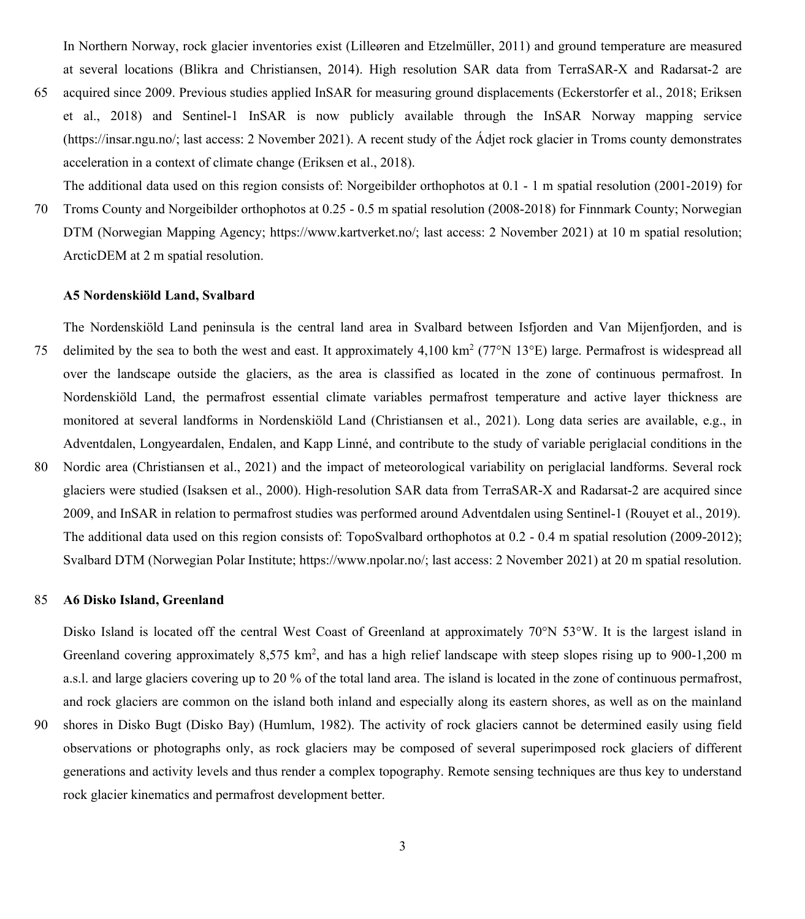In Northern Norway, rock glacier inventories exist (Lilleøren and Etzelmüller, 2011) and ground temperature are measured at several locations (Blikra and Christiansen, 2014). High resolution SAR data from TerraSAR-X and Radarsat-2 are acquired since 2009. Previous studies applied InSAR for measuring ground displacements (Eckerstorfer et al., 2018; Eriksen et al., 2018) and Sentinel-1 InSAR is now publicly available through the InSAR Norway mapping service (https://insar.ngu.no/; last access: 2 November 2021). A recent study of the Ádjet rock glacier in Troms county demonstrates acceleration in a context of climate change (Eriksen et al., 2018).

The additional data used on this region consists of: Norgeibilder orthophotos at 0.1 - 1 m spatial resolution (2001-2019) for Troms County and Norgeibilder orthophotos at 0.25 - 0.5 m spatial resolution (2008-2018) for Finnmark County; Norwegian DTM (Norwegian Mapping Agency; https://www.kartverket.no/; last access: 2 November 2021) at 10 m spatial resolution; ArcticDEM at 2 m spatial resolution.

### A5 Nordenskiöld Land, Svalbard

The Nordenskiöld Land peninsula is the central land area in Svalbard between Isfjorden and Van Mijenfjorden, and is delimited by the sea to both the west and east. It approximately 4,100 km$^2$ (77°N 13°E) large. Permafrost is widespread all over the landscape outside the glaciers, as the area is classified as located in the zone of continuous permafrost. In Nordenskiöld Land, the permafrost essential climate variables permafrost temperature and active layer thickness are monitored at several landforms in Nordenskiöld Land (Christiansen et al., 2021). Long data series are available, e.g., in Adventdalen, Longyeardalen, Endalen, and Kapp Linné, and contribute to the study of variable periglacial conditions in the Nordic area (Christiansen et al., 2021) and the impact of meteorological variability on periglacial landforms. Several rock glaciers were studied (Isaksen et al., 2000). High-resolution SAR data from TerraSAR-X and Radarsat-2 are acquired since 2009, and InSAR in relation to permafrost studies was performed around Adventdalen using Sentinel-1 (Rouyet et al., 2019). The additional data used on this region consists of: TopoSvalbard orthophotos at 0.2 - 0.4 m spatial resolution (2009-2012); Svalbard DTM (Norwegian Polar Institute; https://www.npolar.no/; last access: 2 November 2021) at 20 m spatial resolution.

### A6 Disko Island, Greenland

Disko Island is located off the central West Coast of Greenland at approximately 70°N 53°W. It is the largest island in Greenland covering approximately 8,575 km$^2$, and has a high relief landscape with steep slopes rising up to 900-1,200 m a.s.l. and large glaciers covering up to 20 % of the total land area. The island is located in the zone of continuous permafrost, and rock glaciers are common on the island both inland and especially along its eastern shores, as well as on the mainland shores in Disko Bugt (Disko Bay) (Humlum, 1982). The activity of rock glaciers cannot be determined easily using field observations or photographs only, as rock glaciers may be composed of several superimposed rock glaciers of different generations and activity levels and thus render a complex topography. Remote sensing techniques are thus key to understand rock glacier kinematics and permafrost development better.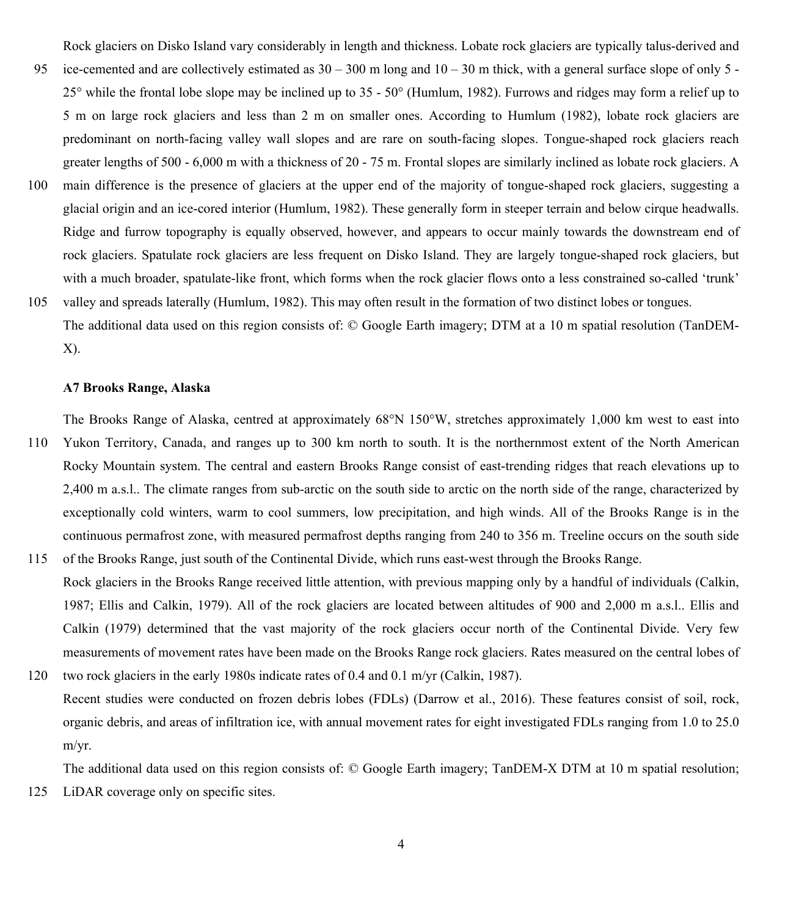Rock glaciers on Disko Island vary considerably in length and thickness. Lobate rock glaciers are typically talus-derived and ice-cemented and are collectively estimated as 30 – 300 m long and 10 – 30 m thick, with a general surface slope of only 5 - 25° while the frontal lobe slope may be inclined up to 35 - 50° (Humlum, 1982). Furrows and ridges may form a relief up to 5 m on large rock glaciers and less than 2 m on smaller ones. According to Humlum (1982), lobate rock glaciers are predominant on north-facing valley wall slopes and are rare on south-facing slopes. Tongue-shaped rock glaciers reach greater lengths of 500 - 6,000 m with a thickness of 20 - 75 m. Frontal slopes are similarly inclined as lobate rock glaciers. A main difference is the presence of glaciers at the upper end of the majority of tongue-shaped rock glaciers, suggesting a glacial origin and an ice-cored interior (Humlum, 1982). These generally form in steeper terrain and below cirque headwalls. Ridge and furrow topography is equally observed, however, and appears to occur mainly towards the downstream end of rock glaciers. Spatulate rock glaciers are less frequent on Disko Island. They are largely tongue-shaped rock glaciers, but with a much broader, spatulate-like front, which forms when the rock glacier flows onto a less constrained so-called 'trunk' valley and spreads laterally (Humlum, 1982). This may often result in the formation of two distinct lobes or tongues.

The additional data used on this region consists of: © Google Earth imagery; DTM at a 10 m spatial resolution (TanDEM-X).

### A7 Brooks Range, Alaska

The Brooks Range of Alaska, centred at approximately 68°N 150°W, stretches approximately 1,000 km west to east into Yukon Territory, Canada, and ranges up to 300 km north to south. It is the northernmost extent of the North American Rocky Mountain system. The central and eastern Brooks Range consist of east-trending ridges that reach elevations up to 2,400 m a.s.l.. The climate ranges from sub-arctic on the south side to arctic on the north side of the range, characterized by exceptionally cold winters, warm to cool summers, low precipitation, and high winds. All of the Brooks Range is in the continuous permafrost zone, with measured permafrost depths ranging from 240 to 356 m. Treeline occurs on the south side of the Brooks Range, just south of the Continental Divide, which runs east-west through the Brooks Range.

Rock glaciers in the Brooks Range received little attention, with previous mapping only by a handful of individuals (Calkin, 1987; Ellis and Calkin, 1979). All of the rock glaciers are located between altitudes of 900 and 2,000 m a.s.l.. Ellis and Calkin (1979) determined that the vast majority of the rock glaciers occur north of the Continental Divide. Very few measurements of movement rates have been made on the Brooks Range rock glaciers. Rates measured on the central lobes of two rock glaciers in the early 1980s indicate rates of 0.4 and 0.1 m/yr (Calkin, 1987).

Recent studies were conducted on frozen debris lobes (FDLs) (Darrow et al., 2016). These features consist of soil, rock, organic debris, and areas of infiltration ice, with annual movement rates for eight investigated FDLs ranging from 1.0 to 25.0 m/yr.

The additional data used on this region consists of: © Google Earth imagery; TanDEM-X DTM at 10 m spatial resolution; LiDAR coverage only on specific sites.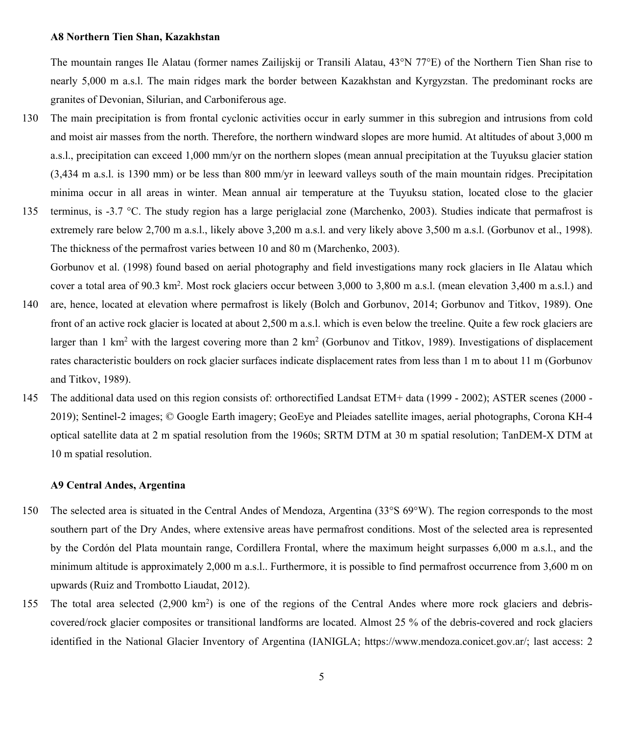### A8 Northern Tien Shan, Kazakhstan

The mountain ranges Ile Alatau (former names Zailijskij or Transili Alatau, 43°N 77°E) of the Northern Tien Shan rise to nearly 5,000 m a.s.l. The main ridges mark the border between Kazakhstan and Kyrgyzstan. The predominant rocks are granites of Devonian, Silurian, and Carboniferous age.

The main precipitation is from frontal cyclonic activities occur in early summer in this subregion and intrusions from cold and moist air masses from the north. Therefore, the northern windward slopes are more humid. At altitudes of about 3,000 m a.s.l., precipitation can exceed 1,000 mm/yr on the northern slopes (mean annual precipitation at the Tuyuksu glacier station (3,434 m a.s.l. is 1390 mm) or be less than 800 mm/yr in leeward valleys south of the main mountain ridges. Precipitation minima occur in all areas in winter. Mean annual air temperature at the Tuyuksu station, located close to the glacier terminus, is -3.7 °C. The study region has a large periglacial zone (Marchenko, 2003). Studies indicate that permafrost is extremely rare below 2,700 m a.s.l., likely above 3,200 m a.s.l. and very likely above 3,500 m a.s.l. (Gorbunov et al., 1998). The thickness of the permafrost varies between 10 and 80 m (Marchenko, 2003).

Gorbunov et al. (1998) found based on aerial photography and field investigations many rock glaciers in Ile Alatau which cover a total area of 90.3 km$^2$. Most rock glaciers occur between 3,000 to 3,800 m a.s.l. (mean elevation 3,400 m a.s.l.) and are, hence, located at elevation where permafrost is likely (Bolch and Gorbunov, 2014; Gorbunov and Titkov, 1989). One front of an active rock glacier is located at about 2,500 m a.s.l. which is even below the treeline. Quite a few rock glaciers are larger than 1 km$^2$ with the largest covering more than 2 km$^2$ (Gorbunov and Titkov, 1989). Investigations of displacement rates characteristic boulders on rock glacier surfaces indicate displacement rates from less than 1 m to about 11 m (Gorbunov and Titkov, 1989).

The additional data used on this region consists of: orthorectified Landsat ETM+ data (1999 - 2002); ASTER scenes (2000 - 2019); Sentinel-2 images; © Google Earth imagery; GeoEye and Pleiades satellite images, aerial photographs, Corona KH-4 optical satellite data at 2 m spatial resolution from the 1960s; SRTM DTM at 30 m spatial resolution; TanDEM-X DTM at 10 m spatial resolution.

### A9 Central Andes, Argentina

The selected area is situated in the Central Andes of Mendoza, Argentina (33°S 69°W). The region corresponds to the most southern part of the Dry Andes, where extensive areas have permafrost conditions. Most of the selected area is represented by the Cordón del Plata mountain range, Cordillera Frontal, where the maximum height surpasses 6,000 m a.s.l., and the minimum altitude is approximately 2,000 m a.s.l.. Furthermore, it is possible to find permafrost occurrence from 3,600 m on upwards (Ruiz and Trombotto Liaudat, 2012).

The total area selected (2,900 km$^2$) is one of the regions of the Central Andes where more rock glaciers and debris-covered/rock glacier composites or transitional landforms are located. Almost 25 % of the debris-covered and rock glaciers identified in the National Glacier Inventory of Argentina (IANIGLA; https://www.mendoza.conicet.gov.ar/; last access: 2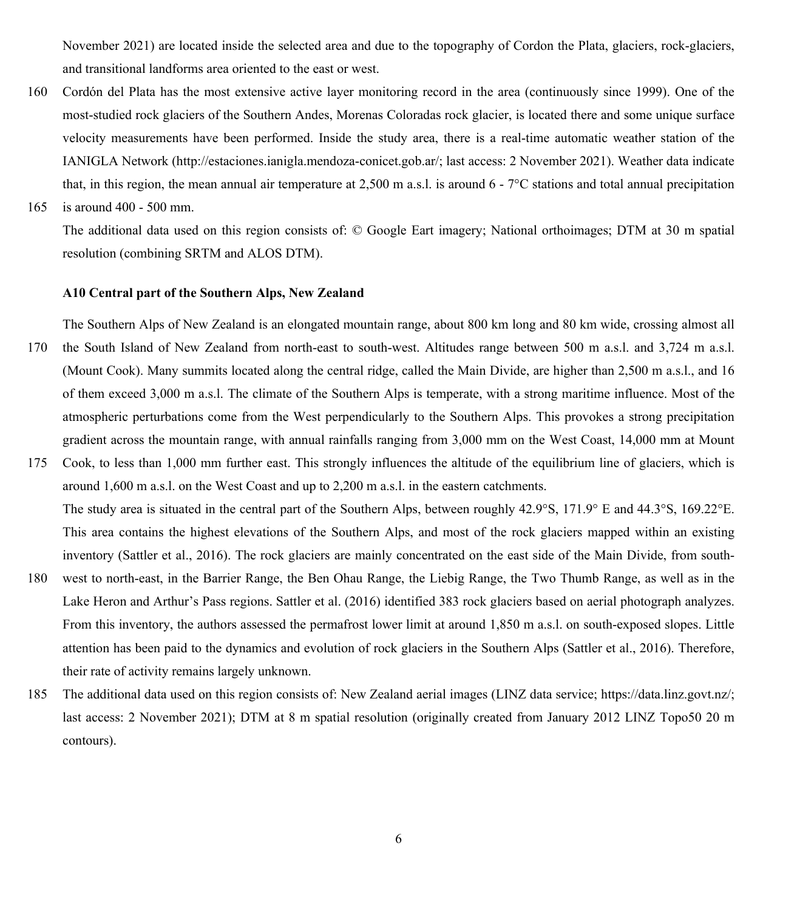November 2021) are located inside the selected area and due to the topography of Cordon the Plata, glaciers, rock-glaciers, and transitional landforms area oriented to the east or west.

Cordón del Plata has the most extensive active layer monitoring record in the area (continuously since 1999). One of the most-studied rock glaciers of the Southern Andes, Morenas Coloradas rock glacier, is located there and some unique surface velocity measurements have been performed. Inside the study area, there is a real-time automatic weather station of the IANIGLA Network (http://estaciones.ianigla.mendoza-conicet.gob.ar/; last access: 2 November 2021). Weather data indicate that, in this region, the mean annual air temperature at 2,500 m a.s.l. is around 6 - 7°C stations and total annual precipitation is around 400 - 500 mm.

The additional data used on this region consists of: © Google Eart imagery; National orthoimages; DTM at 30 m spatial resolution (combining SRTM and ALOS DTM).

### A10 Central part of the Southern Alps, New Zealand

The Southern Alps of New Zealand is an elongated mountain range, about 800 km long and 80 km wide, crossing almost all the South Island of New Zealand from north-east to south-west. Altitudes range between 500 m a.s.l. and 3,724 m a.s.l. (Mount Cook). Many summits located along the central ridge, called the Main Divide, are higher than 2,500 m a.s.l., and 16 of them exceed 3,000 m a.s.l. The climate of the Southern Alps is temperate, with a strong maritime influence. Most of the atmospheric perturbations come from the West perpendicularly to the Southern Alps. This provokes a strong precipitation gradient across the mountain range, with annual rainfalls ranging from 3,000 mm on the West Coast, 14,000 mm at Mount Cook, to less than 1,000 mm further east. This strongly influences the altitude of the equilibrium line of glaciers, which is around 1,600 m a.s.l. on the West Coast and up to 2,200 m a.s.l. in the eastern catchments.

The study area is situated in the central part of the Southern Alps, between roughly 42.9°S, 171.9° E and 44.3°S, 169.22°E. This area contains the highest elevations of the Southern Alps, and most of the rock glaciers mapped within an existing inventory (Sattler et al., 2016). The rock glaciers are mainly concentrated on the east side of the Main Divide, from south-west to north-east, in the Barrier Range, the Ben Ohau Range, the Liebig Range, the Two Thumb Range, as well as in the Lake Heron and Arthur's Pass regions. Sattler et al. (2016) identified 383 rock glaciers based on aerial photograph analyzes. From this inventory, the authors assessed the permafrost lower limit at around 1,850 m a.s.l. on south-exposed slopes. Little attention has been paid to the dynamics and evolution of rock glaciers in the Southern Alps (Sattler et al., 2016). Therefore, their rate of activity remains largely unknown.

The additional data used on this region consists of: New Zealand aerial images (LINZ data service; https://data.linz.govt.nz/; last access: 2 November 2021); DTM at 8 m spatial resolution (originally created from January 2012 LINZ Topo50 20 m contours).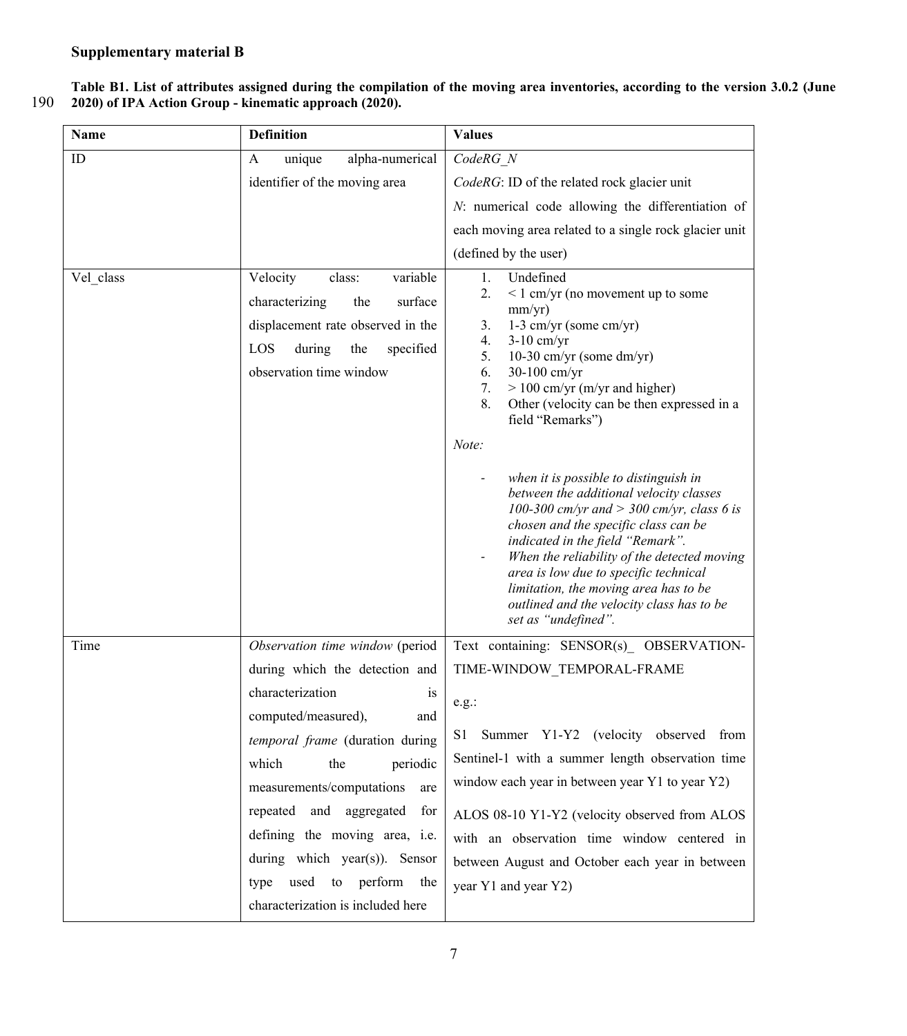**Supplementary material B**

**Table B1. List of attributes assigned during the compilation of the moving area inventories, according to the version 3.0.2 (June 2020) of IPA Action Group - kinematic approach (2020).**

| Name | Definition | Values |
|---|---|---|
| ID | A unique alpha-numerical identifier of the moving area | *CodeRG_N*<br>*CodeRG*: ID of the related rock glacier unit<br>*N*: numerical code allowing the differentiation of each moving area related to a single rock glacier unit (defined by the user) |
| Vel_class | Velocity class: variable characterizing the surface displacement rate observed in the LOS during the specified observation time window | 1. Undefined<br>2. < 1 cm/yr (no movement up to some mm/yr)<br>3. 1-3 cm/yr (some cm/yr)<br>4. 3-10 cm/yr<br>5. 10-30 cm/yr (some dm/yr)<br>6. 30-100 cm/yr<br>7. > 100 cm/yr (m/yr and higher)<br>8. Other (velocity can be then expressed in a field "Remarks")<br>*Note:*<br>- *when it is possible to distinguish in between the additional velocity classes 100-300 cm/yr and > 300 cm/yr, class 6 is chosen and the specific class can be indicated in the field "Remark".*<br>- *When the reliability of the detected moving area is low due to specific technical limitation, the moving area has to be outlined and the velocity class has to be set as "undefined".* |
| Time | *Observation time window* (period during which the detection and characterization is computed/measured), and *temporal frame* (duration during which the periodic measurements/computations are repeated and aggregated for defining the moving area, i.e. during which year(s)). Sensor type used to perform the characterization is included here | Text containing: SENSOR(s)_ OBSERVATION-TIME-WINDOW_TEMPORAL-FRAME<br>e.g.:<br>S1 Summer Y1-Y2 (velocity observed from Sentinel-1 with a summer length observation time window each year in between year Y1 to year Y2)<br>ALOS 08-10 Y1-Y2 (velocity observed from ALOS with an observation time window centered in between August and October each year in between year Y1 and year Y2) |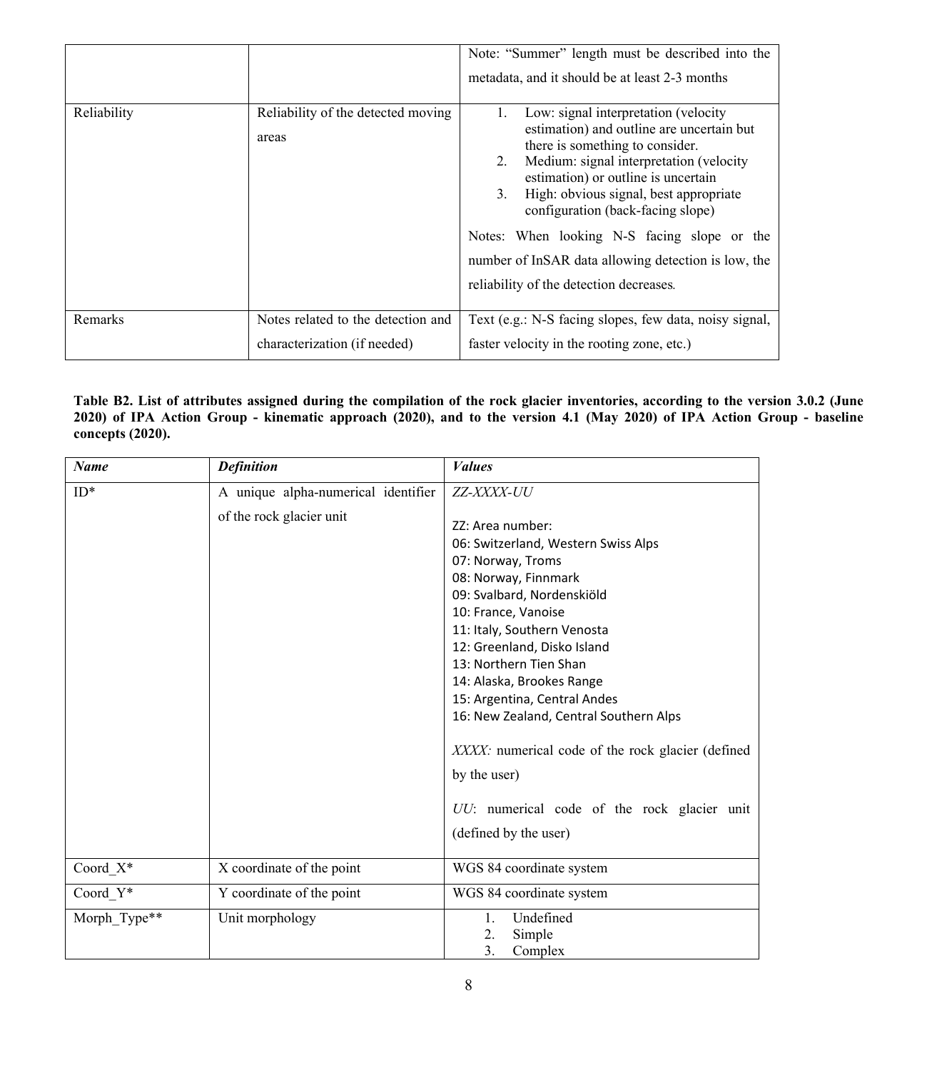| | | Note: "Summer" length must be described into the metadata, and it should be at least 2-3 months |
|---|---|---|
| Reliability | Reliability of the detected moving areas | 1. Low: signal interpretation (velocity estimation) and outline are uncertain but there is something to consider.<br>2. Medium: signal interpretation (velocity estimation) or outline is uncertain<br>3. High: obvious signal, best appropriate configuration (back-facing slope)<br><br>Notes: When looking N-S facing slope or the number of InSAR data allowing detection is low, the reliability of the detection decreases. |
| Remarks | Notes related to the detection and characterization (if needed) | Text (e.g.: N-S facing slopes, few data, noisy signal, faster velocity in the rooting zone, etc.) |

**Table B2. List of attributes assigned during the compilation of the rock glacier inventories, according to the version 3.0.2 (June 2020) of IPA Action Group - kinematic approach (2020), and to the version 4.1 (May 2020) of IPA Action Group - baseline concepts (2020).**

| ***Name*** | ***Definition*** | ***Values*** |
|---|---|---|
| ID* | A unique alpha-numerical identifier of the rock glacier unit | *ZZ-XXXX-UU*<br><br>ZZ: Area number:<br>06: Switzerland, Western Swiss Alps<br>07: Norway, Troms<br>08: Norway, Finnmark<br>09: Svalbard, Nordenskiöld<br>10: France, Vanoise<br>11: Italy, Southern Venosta<br>12: Greenland, Disko Island<br>13: Northern Tien Shan<br>14: Alaska, Brookes Range<br>15: Argentina, Central Andes<br>16: New Zealand, Central Southern Alps<br><br>*XXXX:* numerical code of the rock glacier (defined by the user)<br><br>*UU*: numerical code of the rock glacier unit (defined by the user) |
| Coord_X* | X coordinate of the point | WGS 84 coordinate system |
| Coord_Y* | Y coordinate of the point | WGS 84 coordinate system |
| Morph_Type** | Unit morphology | 1. Undefined<br>2. Simple<br>3. Complex |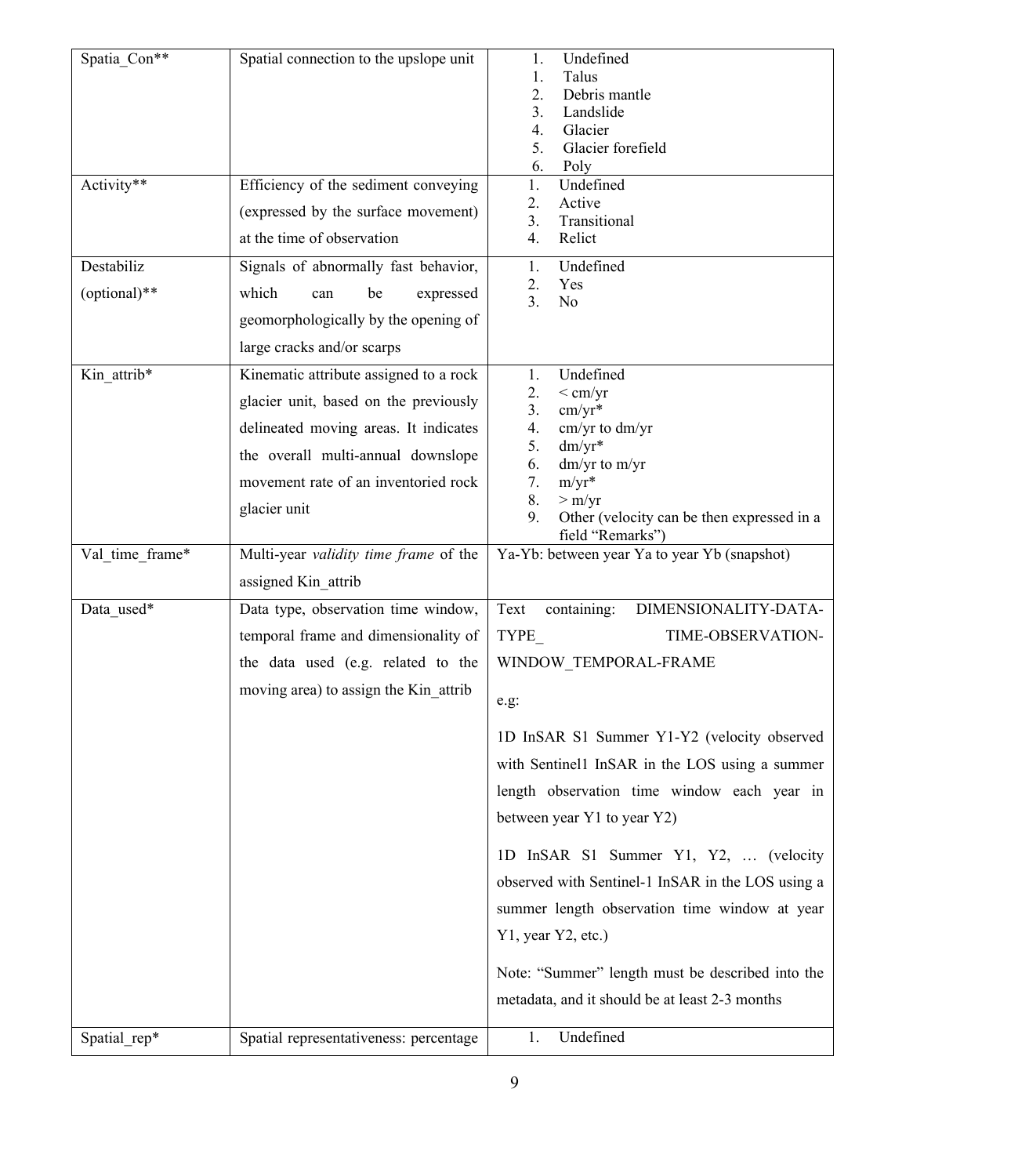| | | |
|---|---|---|
| Spatia_Con** | Spatial connection to the upslope unit | 1. Undefined<br>1. Talus<br>2. Debris mantle<br>3. Landslide<br>4. Glacier<br>5. Glacier forefield<br>6. Poly |
| Activity** | Efficiency of the sediment conveying (expressed by the surface movement) at the time of observation | 1. Undefined<br>2. Active<br>3. Transitional<br>4. Relict |
| Destabiliz (optional)** | Signals of abnormally fast behavior, which can be expressed geomorphologically by the opening of large cracks and/or scarps | 1. Undefined<br>2. Yes<br>3. No |
| Kin_attrib* | Kinematic attribute assigned to a rock glacier unit, based on the previously delineated moving areas. It indicates the overall multi-annual downslope movement rate of an inventoried rock glacier unit | 1. Undefined<br>2. < cm/yr<br>3. cm/yr*<br>4. cm/yr to dm/yr<br>5. dm/yr*<br>6. dm/yr to m/yr<br>7. m/yr*<br>8. > m/yr<br>9. Other (velocity can be then expressed in a field "Remarks") |
| Val_time_frame* | Multi-year *validity time frame* of the assigned Kin_attrib | Ya-Yb: between year Ya to year Yb (snapshot) |
| Data_used* | Data type, observation time window, temporal frame and dimensionality of the data used (e.g. related to the moving area) to assign the Kin_attrib | Text containing: DIMENSIONALITY-DATA-TYPE_ TIME-OBSERVATION-WINDOW_TEMPORAL-FRAME<br><br>e.g:<br><br>1D InSAR S1 Summer Y1-Y2 (velocity observed with Sentinel1 InSAR in the LOS using a summer length observation time window each year in between year Y1 to year Y2)<br><br>1D InSAR S1 Summer Y1, Y2, … (velocity observed with Sentinel-1 InSAR in the LOS using a summer length observation time window at year Y1, year Y2, etc.)<br><br>Note: "Summer" length must be described into the metadata, and it should be at least 2-3 months |
| Spatial_rep* | Spatial representativeness: percentage | 1. Undefined |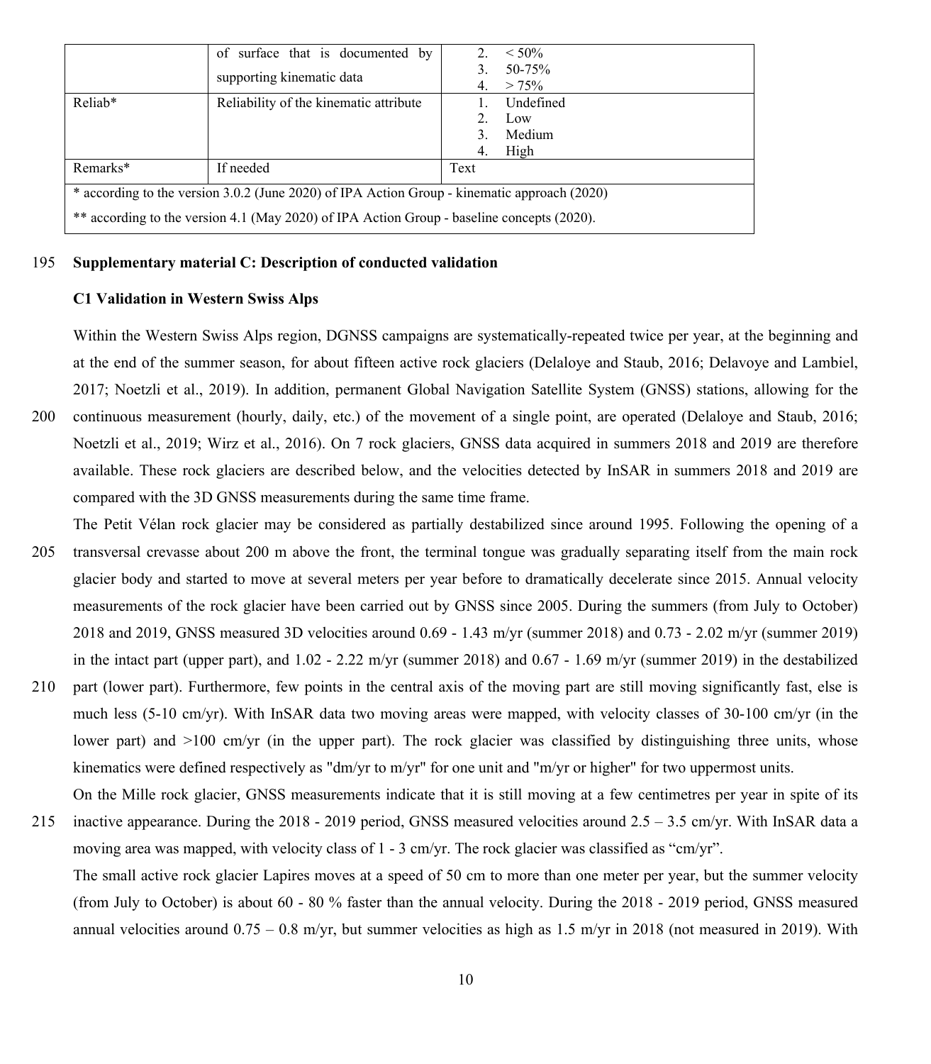| | of surface that is documented by supporting kinematic data | 2. < 50%<br>3. 50-75%<br>4. > 75% |
|---|---|---|
| Reliab* | Reliability of the kinematic attribute | 1. Undefined<br>2. Low<br>3. Medium<br>4. High |
| Remarks* | If needed | Text |
| * according to the version 3.0.2 (June 2020) of IPA Action Group - kinematic approach (2020)<br>** according to the version 4.1 (May 2020) of IPA Action Group - baseline concepts (2020). | | |

## Supplementary material C: Description of conducted validation

### C1 Validation in Western Swiss Alps

Within the Western Swiss Alps region, DGNSS campaigns are systematically-repeated twice per year, at the beginning and at the end of the summer season, for about fifteen active rock glaciers (Delaloye and Staub, 2016; Delavoye and Lambiel, 2017; Noetzli et al., 2019). In addition, permanent Global Navigation Satellite System (GNSS) stations, allowing for the continuous measurement (hourly, daily, etc.) of the movement of a single point, are operated (Delaloye and Staub, 2016; Noetzli et al., 2019; Wirz et al., 2016). On 7 rock glaciers, GNSS data acquired in summers 2018 and 2019 are therefore available. These rock glaciers are described below, and the velocities detected by InSAR in summers 2018 and 2019 are compared with the 3D GNSS measurements during the same time frame.

The Petit Vélan rock glacier may be considered as partially destabilized since around 1995. Following the opening of a transversal crevasse about 200 m above the front, the terminal tongue was gradually separating itself from the main rock glacier body and started to move at several meters per year before to dramatically decelerate since 2015. Annual velocity measurements of the rock glacier have been carried out by GNSS since 2005. During the summers (from July to October) 2018 and 2019, GNSS measured 3D velocities around 0.69 - 1.43 m/yr (summer 2018) and 0.73 - 2.02 m/yr (summer 2019) in the intact part (upper part), and 1.02 - 2.22 m/yr (summer 2018) and 0.67 - 1.69 m/yr (summer 2019) in the destabilized part (lower part). Furthermore, few points in the central axis of the moving part are still moving significantly fast, else is much less (5-10 cm/yr). With InSAR data two moving areas were mapped, with velocity classes of 30-100 cm/yr (in the lower part) and >100 cm/yr (in the upper part). The rock glacier was classified by distinguishing three units, whose kinematics were defined respectively as "dm/yr to m/yr" for one unit and "m/yr or higher" for two uppermost units.

On the Mille rock glacier, GNSS measurements indicate that it is still moving at a few centimetres per year in spite of its inactive appearance. During the 2018 - 2019 period, GNSS measured velocities around 2.5 – 3.5 cm/yr. With InSAR data a moving area was mapped, with velocity class of 1 - 3 cm/yr. The rock glacier was classified as “cm/yr”.

The small active rock glacier Lapires moves at a speed of 50 cm to more than one meter per year, but the summer velocity (from July to October) is about 60 - 80 % faster than the annual velocity. During the 2018 - 2019 period, GNSS measured annual velocities around 0.75 – 0.8 m/yr, but summer velocities as high as 1.5 m/yr in 2018 (not measured in 2019). With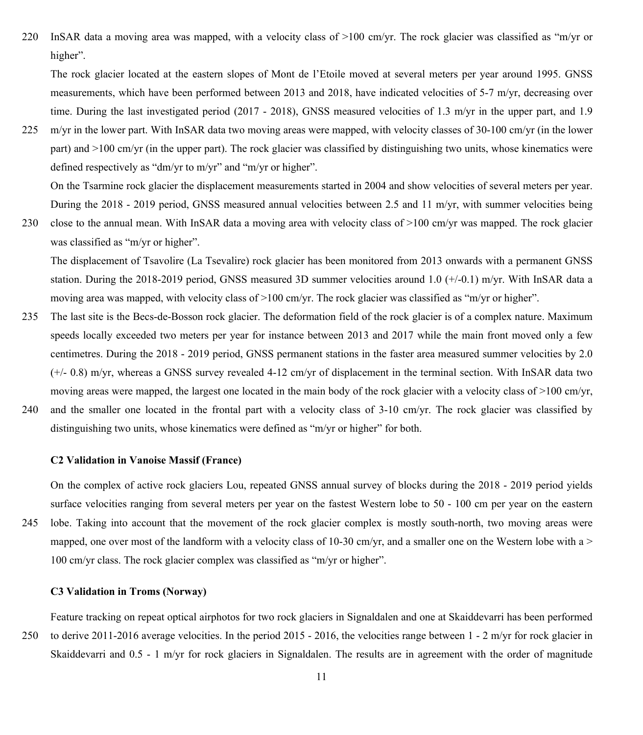InSAR data a moving area was mapped, with a velocity class of >100 cm/yr. The rock glacier was classified as "m/yr or higher".

The rock glacier located at the eastern slopes of Mont de l'Etoile moved at several meters per year around 1995. GNSS measurements, which have been performed between 2013 and 2018, have indicated velocities of 5-7 m/yr, decreasing over time. During the last investigated period (2017 - 2018), GNSS measured velocities of 1.3 m/yr in the upper part, and 1.9 m/yr in the lower part. With InSAR data two moving areas were mapped, with velocity classes of 30-100 cm/yr (in the lower part) and >100 cm/yr (in the upper part). The rock glacier was classified by distinguishing two units, whose kinematics were defined respectively as "dm/yr to m/yr" and "m/yr or higher".

On the Tsarmine rock glacier the displacement measurements started in 2004 and show velocities of several meters per year. During the 2018 - 2019 period, GNSS measured annual velocities between 2.5 and 11 m/yr, with summer velocities being close to the annual mean. With InSAR data a moving area with velocity class of >100 cm/yr was mapped. The rock glacier was classified as "m/yr or higher".

The displacement of Tsavolire (La Tsevalire) rock glacier has been monitored from 2013 onwards with a permanent GNSS station. During the 2018-2019 period, GNSS measured 3D summer velocities around 1.0 (+/-0.1) m/yr. With InSAR data a moving area was mapped, with velocity class of >100 cm/yr. The rock glacier was classified as "m/yr or higher".

The last site is the Becs-de-Bosson rock glacier. The deformation field of the rock glacier is of a complex nature. Maximum speeds locally exceeded two meters per year for instance between 2013 and 2017 while the main front moved only a few centimetres. During the 2018 - 2019 period, GNSS permanent stations in the faster area measured summer velocities by 2.0 (+/- 0.8) m/yr, whereas a GNSS survey revealed 4-12 cm/yr of displacement in the terminal section. With InSAR data two moving areas were mapped, the largest one located in the main body of the rock glacier with a velocity class of >100 cm/yr, and the smaller one located in the frontal part with a velocity class of 3-10 cm/yr. The rock glacier was classified by distinguishing two units, whose kinematics were defined as "m/yr or higher" for both.

### C2 Validation in Vanoise Massif (France)

On the complex of active rock glaciers Lou, repeated GNSS annual survey of blocks during the 2018 - 2019 period yields surface velocities ranging from several meters per year on the fastest Western lobe to 50 - 100 cm per year on the eastern lobe. Taking into account that the movement of the rock glacier complex is mostly south-north, two moving areas were mapped, one over most of the landform with a velocity class of 10-30 cm/yr, and a smaller one on the Western lobe with a > 100 cm/yr class. The rock glacier complex was classified as "m/yr or higher".

### C3 Validation in Troms (Norway)

Feature tracking on repeat optical airphotos for two rock glaciers in Signaldalen and one at Skaiddevarri has been performed to derive 2011-2016 average velocities. In the period 2015 - 2016, the velocities range between 1 - 2 m/yr for rock glacier in Skaiddevarri and 0.5 - 1 m/yr for rock glaciers in Signaldalen. The results are in agreement with the order of magnitude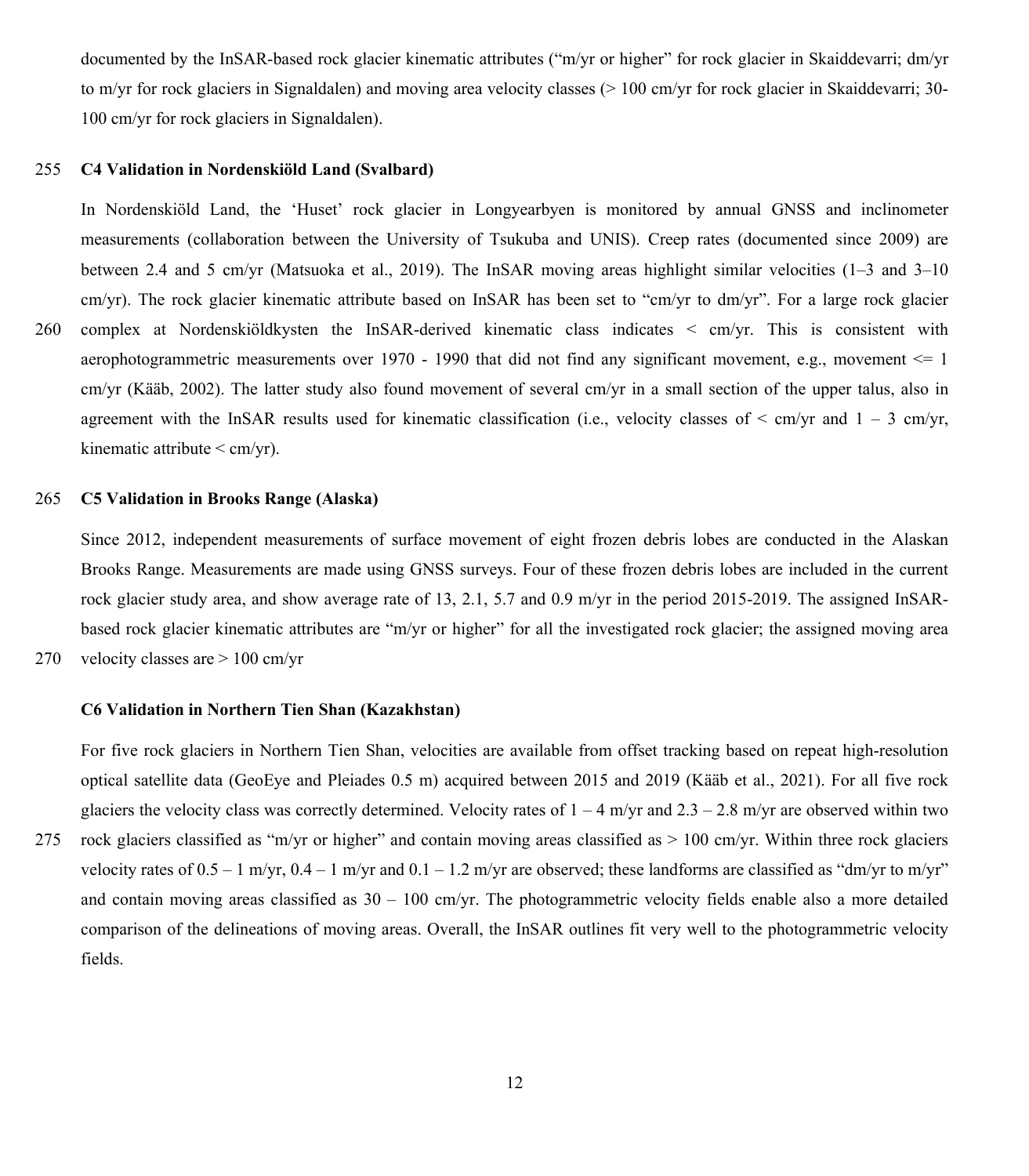documented by the InSAR-based rock glacier kinematic attributes ("m/yr or higher" for rock glacier in Skaiddevarri; dm/yr to m/yr for rock glaciers in Signaldalen) and moving area velocity classes (> 100 cm/yr for rock glacier in Skaiddevarri; 30-100 cm/yr for rock glaciers in Signaldalen).

### C4 Validation in Nordenskiöld Land (Svalbard)

In Nordenskiöld Land, the 'Huset' rock glacier in Longyearbyen is monitored by annual GNSS and inclinometer measurements (collaboration between the University of Tsukuba and UNIS). Creep rates (documented since 2009) are between 2.4 and 5 cm/yr (Matsuoka et al., 2019). The InSAR moving areas highlight similar velocities (1–3 and 3–10 cm/yr). The rock glacier kinematic attribute based on InSAR has been set to "cm/yr to dm/yr". For a large rock glacier complex at Nordenskiöldkysten the InSAR-derived kinematic class indicates < cm/yr. This is consistent with aerophotogrammetric measurements over 1970 - 1990 that did not find any significant movement, e.g., movement <= 1 cm/yr (Kääb, 2002). The latter study also found movement of several cm/yr in a small section of the upper talus, also in agreement with the InSAR results used for kinematic classification (i.e., velocity classes of < cm/yr and 1 – 3 cm/yr, kinematic attribute < cm/yr).

### C5 Validation in Brooks Range (Alaska)

Since 2012, independent measurements of surface movement of eight frozen debris lobes are conducted in the Alaskan Brooks Range. Measurements are made using GNSS surveys. Four of these frozen debris lobes are included in the current rock glacier study area, and show average rate of 13, 2.1, 5.7 and 0.9 m/yr in the period 2015-2019. The assigned InSAR-based rock glacier kinematic attributes are "m/yr or higher" for all the investigated rock glacier; the assigned moving area velocity classes are > 100 cm/yr

### C6 Validation in Northern Tien Shan (Kazakhstan)

For five rock glaciers in Northern Tien Shan, velocities are available from offset tracking based on repeat high-resolution optical satellite data (GeoEye and Pleiades 0.5 m) acquired between 2015 and 2019 (Kääb et al., 2021). For all five rock glaciers the velocity class was correctly determined. Velocity rates of 1 – 4 m/yr and 2.3 – 2.8 m/yr are observed within two rock glaciers classified as "m/yr or higher" and contain moving areas classified as > 100 cm/yr. Within three rock glaciers velocity rates of 0.5 – 1 m/yr, 0.4 – 1 m/yr and 0.1 – 1.2 m/yr are observed; these landforms are classified as "dm/yr to m/yr" and contain moving areas classified as 30 – 100 cm/yr. The photogrammetric velocity fields enable also a more detailed comparison of the delineations of moving areas. Overall, the InSAR outlines fit very well to the photogrammetric velocity fields.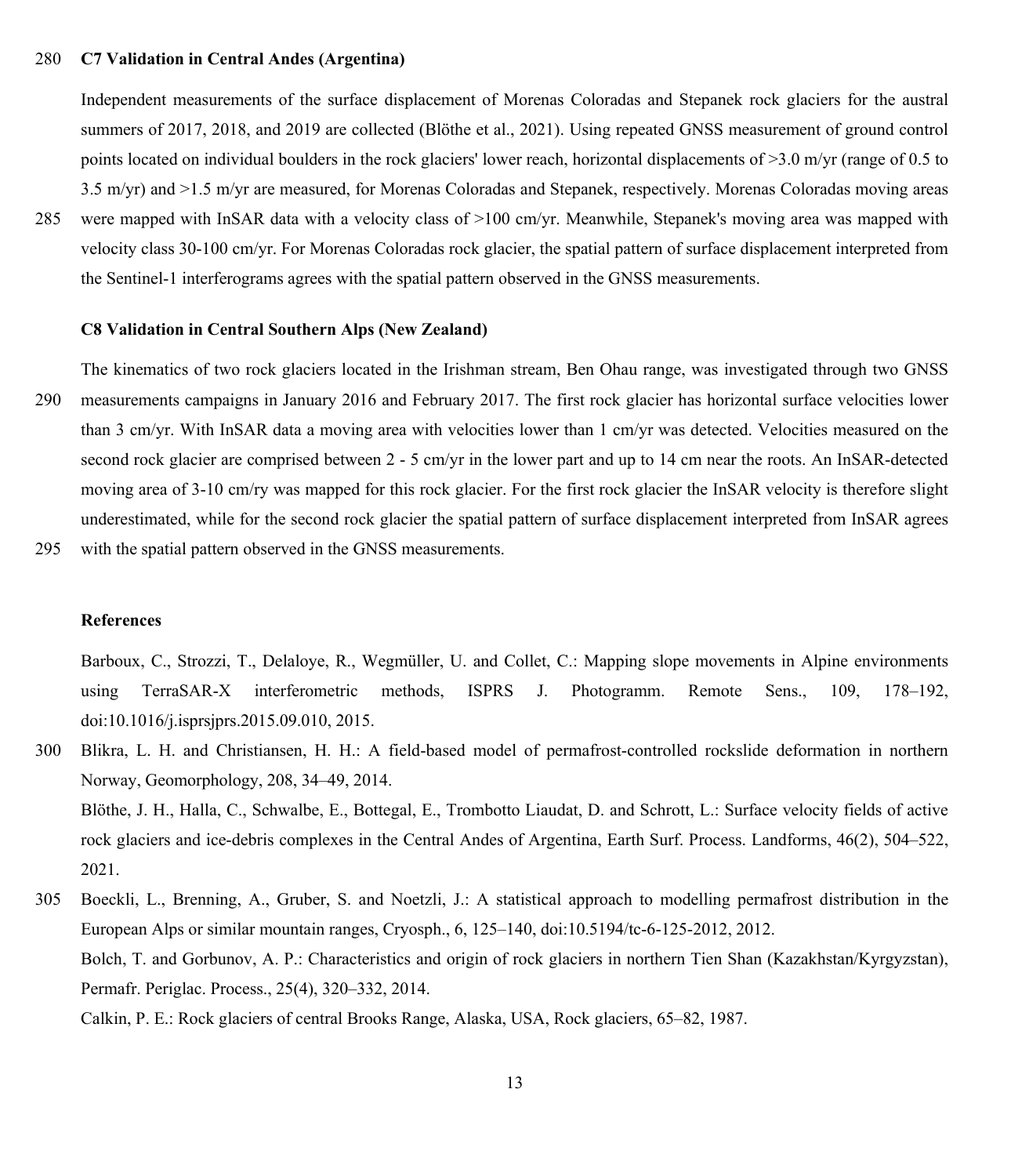### C7 Validation in Central Andes (Argentina)

Independent measurements of the surface displacement of Morenas Coloradas and Stepanek rock glaciers for the austral summers of 2017, 2018, and 2019 are collected (Blöthe et al., 2021). Using repeated GNSS measurement of ground control points located on individual boulders in the rock glaciers' lower reach, horizontal displacements of >3.0 m/yr (range of 0.5 to 3.5 m/yr) and >1.5 m/yr are measured, for Morenas Coloradas and Stepanek, respectively. Morenas Coloradas moving areas were mapped with InSAR data with a velocity class of >100 cm/yr. Meanwhile, Stepanek's moving area was mapped with velocity class 30-100 cm/yr. For Morenas Coloradas rock glacier, the spatial pattern of surface displacement interpreted from the Sentinel-1 interferograms agrees with the spatial pattern observed in the GNSS measurements.

### C8 Validation in Central Southern Alps (New Zealand)

The kinematics of two rock glaciers located in the Irishman stream, Ben Ohau range, was investigated through two GNSS measurements campaigns in January 2016 and February 2017. The first rock glacier has horizontal surface velocities lower than 3 cm/yr. With InSAR data a moving area with velocities lower than 1 cm/yr was detected. Velocities measured on the second rock glacier are comprised between 2 - 5 cm/yr in the lower part and up to 14 cm near the roots. An InSAR-detected moving area of 3-10 cm/ry was mapped for this rock glacier. For the first rock glacier the InSAR velocity is therefore slight underestimated, while for the second rock glacier the spatial pattern of surface displacement interpreted from InSAR agrees with the spatial pattern observed in the GNSS measurements.

## References

Barboux, C., Strozzi, T., Delaloye, R., Wegmüller, U. and Collet, C.: Mapping slope movements in Alpine environments using TerraSAR-X interferometric methods, ISPRS J. Photogramm. Remote Sens., 109, 178–192, doi:10.1016/j.isprsjprs.2015.09.010, 2015.

Blikra, L. H. and Christiansen, H. H.: A field-based model of permafrost-controlled rockslide deformation in northern Norway, Geomorphology, 208, 34–49, 2014.

Blöthe, J. H., Halla, C., Schwalbe, E., Bottegal, E., Trombotto Liaudat, D. and Schrott, L.: Surface velocity fields of active rock glaciers and ice-debris complexes in the Central Andes of Argentina, Earth Surf. Process. Landforms, 46(2), 504–522, 2021.

Boeckli, L., Brenning, A., Gruber, S. and Noetzli, J.: A statistical approach to modelling permafrost distribution in the European Alps or similar mountain ranges, Cryosph., 6, 125–140, doi:10.5194/tc-6-125-2012, 2012.

Bolch, T. and Gorbunov, A. P.: Characteristics and origin of rock glaciers in northern Tien Shan (Kazakhstan/Kyrgyzstan), Permafr. Periglac. Process., 25(4), 320–332, 2014.

Calkin, P. E.: Rock glaciers of central Brooks Range, Alaska, USA, Rock glaciers, 65–82, 1987.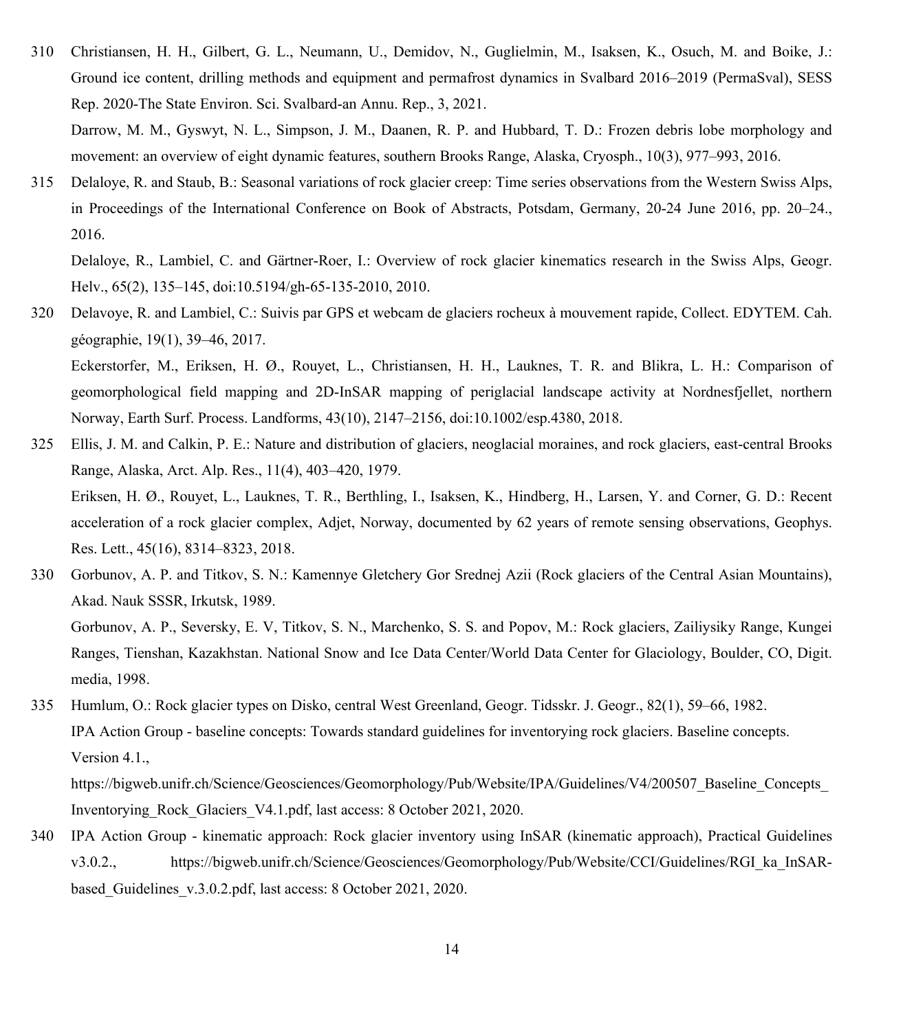Christiansen, H. H., Gilbert, G. L., Neumann, U., Demidov, N., Guglielmin, M., Isaksen, K., Osuch, M. and Boike, J.: Ground ice content, drilling methods and equipment and permafrost dynamics in Svalbard 2016–2019 (PermaSval), SESS Rep. 2020-The State Environ. Sci. Svalbard-an Annu. Rep., 3, 2021.

Darrow, M. M., Gyswyt, N. L., Simpson, J. M., Daanen, R. P. and Hubbard, T. D.: Frozen debris lobe morphology and movement: an overview of eight dynamic features, southern Brooks Range, Alaska, Cryosph., 10(3), 977–993, 2016.

Delaloye, R. and Staub, B.: Seasonal variations of rock glacier creep: Time series observations from the Western Swiss Alps, in Proceedings of the International Conference on Book of Abstracts, Potsdam, Germany, 20-24 June 2016, pp. 20–24., 2016.

Delaloye, R., Lambiel, C. and Gärtner-Roer, I.: Overview of rock glacier kinematics research in the Swiss Alps, Geogr. Helv., 65(2), 135–145, doi:10.5194/gh-65-135-2010, 2010.

Delavoye, R. and Lambiel, C.: Suivis par GPS et webcam de glaciers rocheux à mouvement rapide, Collect. EDYTEM. Cah. géographie, 19(1), 39–46, 2017.

Eckerstorfer, M., Eriksen, H. Ø., Rouyet, L., Christiansen, H. H., Lauknes, T. R. and Blikra, L. H.: Comparison of geomorphological field mapping and 2D-InSAR mapping of periglacial landscape activity at Nordnesfjellet, northern Norway, Earth Surf. Process. Landforms, 43(10), 2147–2156, doi:10.1002/esp.4380, 2018.

Ellis, J. M. and Calkin, P. E.: Nature and distribution of glaciers, neoglacial moraines, and rock glaciers, east-central Brooks Range, Alaska, Arct. Alp. Res., 11(4), 403–420, 1979.

Eriksen, H. Ø., Rouyet, L., Lauknes, T. R., Berthling, I., Isaksen, K., Hindberg, H., Larsen, Y. and Corner, G. D.: Recent acceleration of a rock glacier complex, Adjet, Norway, documented by 62 years of remote sensing observations, Geophys. Res. Lett., 45(16), 8314–8323, 2018.

Gorbunov, A. P. and Titkov, S. N.: Kamennye Gletchery Gor Srednej Azii (Rock glaciers of the Central Asian Mountains), Akad. Nauk SSSR, Irkutsk, 1989.

Gorbunov, A. P., Seversky, E. V, Titkov, S. N., Marchenko, S. S. and Popov, M.: Rock glaciers, Zailiysiky Range, Kungei Ranges, Tienshan, Kazakhstan. National Snow and Ice Data Center/World Data Center for Glaciology, Boulder, CO, Digit. media, 1998.

Humlum, O.: Rock glacier types on Disko, central West Greenland, Geogr. Tidsskr. J. Geogr., 82(1), 59–66, 1982.

IPA Action Group - baseline concepts: Towards standard guidelines for inventorying rock glaciers. Baseline concepts. Version 4.1., https://bigweb.unifr.ch/Science/Geosciences/Geomorphology/Pub/Website/IPA/Guidelines/V4/200507_Baseline_Concepts_Inventorying_Rock_Glaciers_V4.1.pdf, last access: 8 October 2021, 2020.

IPA Action Group - kinematic approach: Rock glacier inventory using InSAR (kinematic approach), Practical Guidelines v3.0.2., https://bigweb.unifr.ch/Science/Geosciences/Geomorphology/Pub/Website/CCI/Guidelines/RGI_ka_InSAR-based_Guidelines_v.3.0.2.pdf, last access: 8 October 2021, 2020.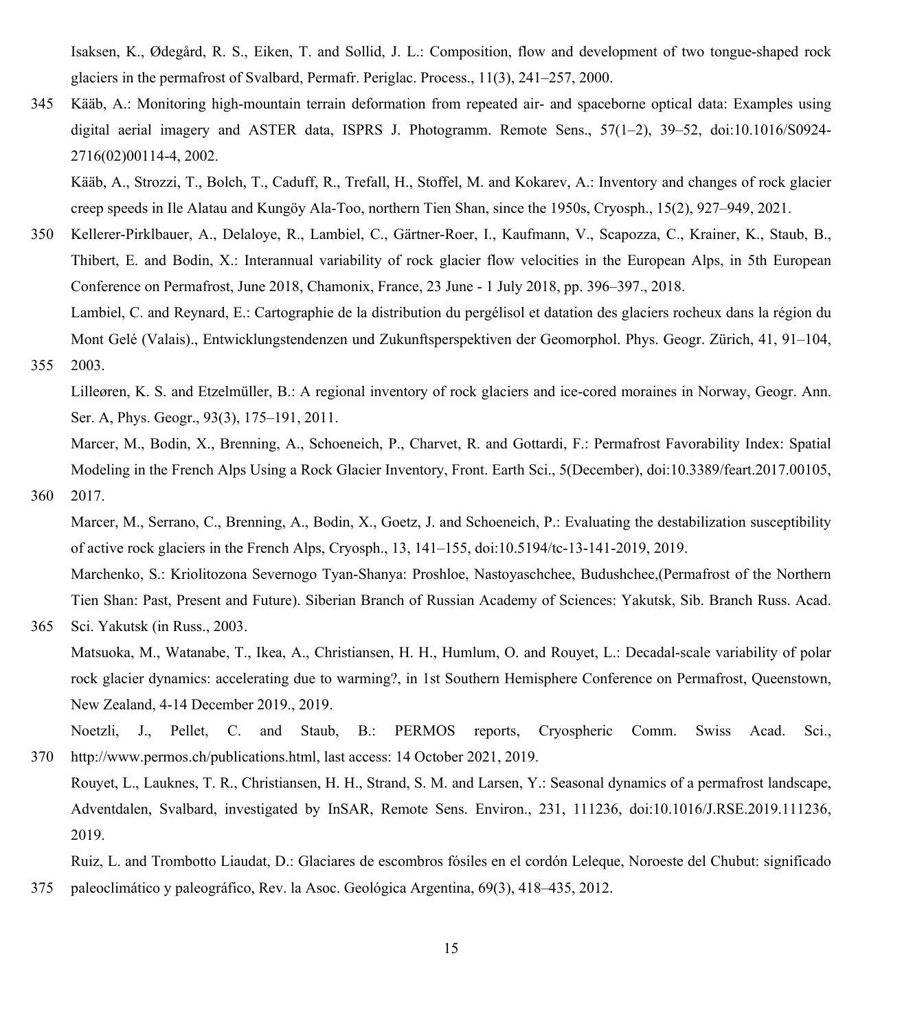Isaksen, K., Ødegård, R. S., Eiken, T. and Sollid, J. L.: Composition, flow and development of two tongue-shaped rock glaciers in the permafrost of Svalbard, Permafr. Periglac. Process., 11(3), 241–257, 2000.

Kääb, A.: Monitoring high-mountain terrain deformation from repeated air- and spaceborne optical data: Examples using digital aerial imagery and ASTER data, ISPRS J. Photogramm. Remote Sens., 57(1–2), 39–52, doi:10.1016/S0924-2716(02)00114-4, 2002.

Kääb, A., Strozzi, T., Bolch, T., Caduff, R., Trefall, H., Stoffel, M. and Kokarev, A.: Inventory and changes of rock glacier creep speeds in Ile Alatau and Kungöy Ala-Too, northern Tien Shan, since the 1950s, Cryosph., 15(2), 927–949, 2021.

Kellerer-Pirklbauer, A., Delaloye, R., Lambiel, C., Gärtner-Roer, I., Kaufmann, V., Scapozza, C., Krainer, K., Staub, B., Thibert, E. and Bodin, X.: Interannual variability of rock glacier flow velocities in the European Alps, in 5th European Conference on Permafrost, June 2018, Chamonix, France, 23 June - 1 July 2018, pp. 396–397., 2018.

Lambiel, C. and Reynard, E.: Cartographie de la distribution du pergélisol et datation des glaciers rocheux dans la région du Mont Gelé (Valais)., Entwicklungstendenzen und Zukunftsperspektiven der Geomorphol. Phys. Geogr. Zürich, 41, 91–104, 2003.

Lilleøren, K. S. and Etzelmüller, B.: A regional inventory of rock glaciers and ice-cored moraines in Norway, Geogr. Ann. Ser. A, Phys. Geogr., 93(3), 175–191, 2011.

Marcer, M., Bodin, X., Brenning, A., Schoeneich, P., Charvet, R. and Gottardi, F.: Permafrost Favorability Index: Spatial Modeling in the French Alps Using a Rock Glacier Inventory, Front. Earth Sci., 5(December), doi:10.3389/feart.2017.00105, 2017.

Marcer, M., Serrano, C., Brenning, A., Bodin, X., Goetz, J. and Schoeneich, P.: Evaluating the destabilization susceptibility of active rock glaciers in the French Alps, Cryosph., 13, 141–155, doi:10.5194/tc-13-141-2019, 2019.

Marchenko, S.: Kriolitozona Severnogo Tyan-Shanya: Proshloe, Nastoyaschchee, Budushchee,(Permafrost of the Northern Tien Shan: Past, Present and Future). Siberian Branch of Russian Academy of Sciences: Yakutsk, Sib. Branch Russ. Acad. Sci. Yakutsk (in Russ., 2003.

Matsuoka, M., Watanabe, T., Ikea, A., Christiansen, H. H., Humlum, O. and Rouyet, L.: Decadal-scale variability of polar rock glacier dynamics: accelerating due to warming?, in 1st Southern Hemisphere Conference on Permafrost, Queenstown, New Zealand, 4-14 December 2019., 2019.

Noetzli, J., Pellet, C. and Staub, B.: PERMOS reports, Cryospheric Comm. Swiss Acad. Sci., http://www.permos.ch/publications.html, last access: 14 October 2021, 2019.

Rouyet, L., Lauknes, T. R., Christiansen, H. H., Strand, S. M. and Larsen, Y.: Seasonal dynamics of a permafrost landscape, Adventdalen, Svalbard, investigated by InSAR, Remote Sens. Environ., 231, 111236, doi:10.1016/J.RSE.2019.111236, 2019.

Ruiz, L. and Trombotto Liaudat, D.: Glaciares de escombros fósiles en el cordón Leleque, Noroeste del Chubut: significado paleoclimático y paleográfico, Rev. la Asoc. Geológica Argentina, 69(3), 418–435, 2012.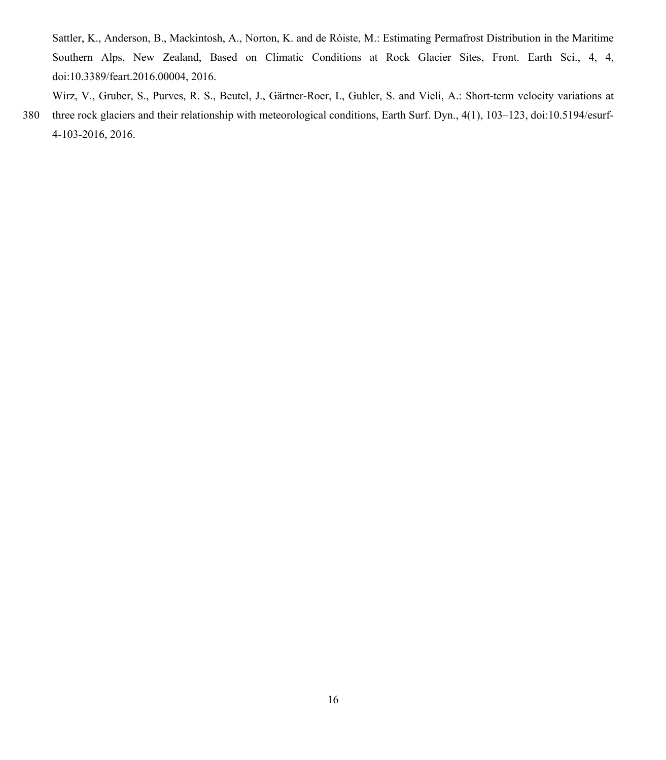Sattler, K., Anderson, B., Mackintosh, A., Norton, K. and de Róiste, M.: Estimating Permafrost Distribution in the Maritime Southern Alps, New Zealand, Based on Climatic Conditions at Rock Glacier Sites, Front. Earth Sci., 4, 4, doi:10.3389/feart.2016.00004, 2016.

Wirz, V., Gruber, S., Purves, R. S., Beutel, J., Gärtner-Roer, I., Gubler, S. and Vieli, A.: Short-term velocity variations at three rock glaciers and their relationship with meteorological conditions, Earth Surf. Dyn., 4(1), 103–123, doi:10.5194/esurf-4-103-2016, 2016.